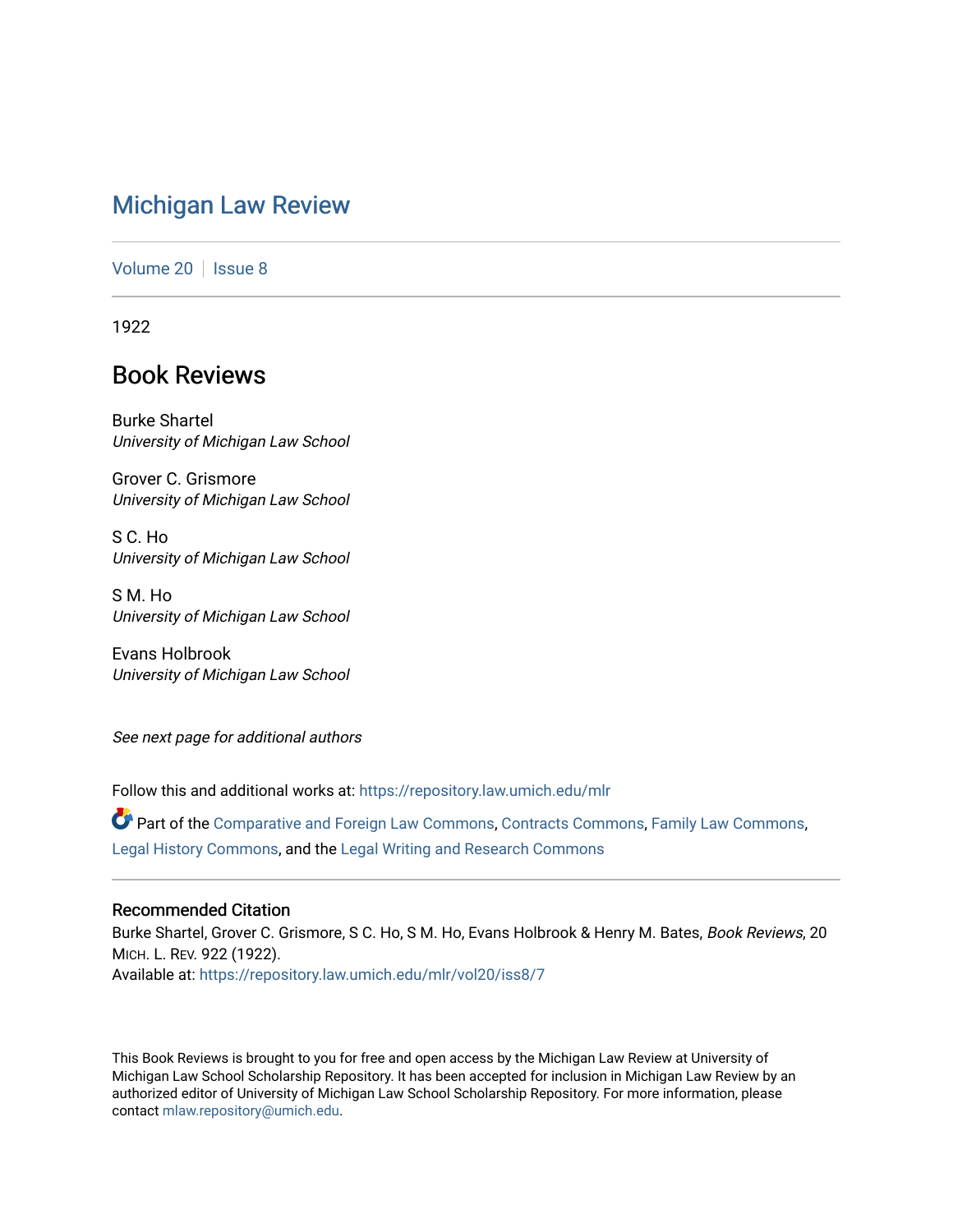# Michigan Law Review

Volume 20 | Issue 8

1922

## Book Reviews

Burke Shartel
*University of Michigan Law School*

Grover C. Grismore
*University of Michigan Law School*

S C. Ho
*University of Michigan Law School*

S M. Ho
*University of Michigan Law School*

Evans Holbrook
*University of Michigan Law School*

*See next page for additional authors*

Follow this and additional works at: https://repository.law.umich.edu/mlr

Part of the Comparative and Foreign Law Commons, Contracts Commons, Family Law Commons, Legal History Commons, and the Legal Writing and Research Commons

### Recommended Citation

Burke Shartel, Grover C. Grismore, S C. Ho, S M. Ho, Evans Holbrook & Henry M. Bates, *Book Reviews*, 20 MICH. L. REV. 922 (1922).
Available at: https://repository.law.umich.edu/mlr/vol20/iss8/7

This Book Reviews is brought to you for free and open access by the Michigan Law Review at University of Michigan Law School Scholarship Repository. It has been accepted for inclusion in Michigan Law Review by an authorized editor of University of Michigan Law School Scholarship Repository. For more information, please contact mlaw.repository@umich.edu.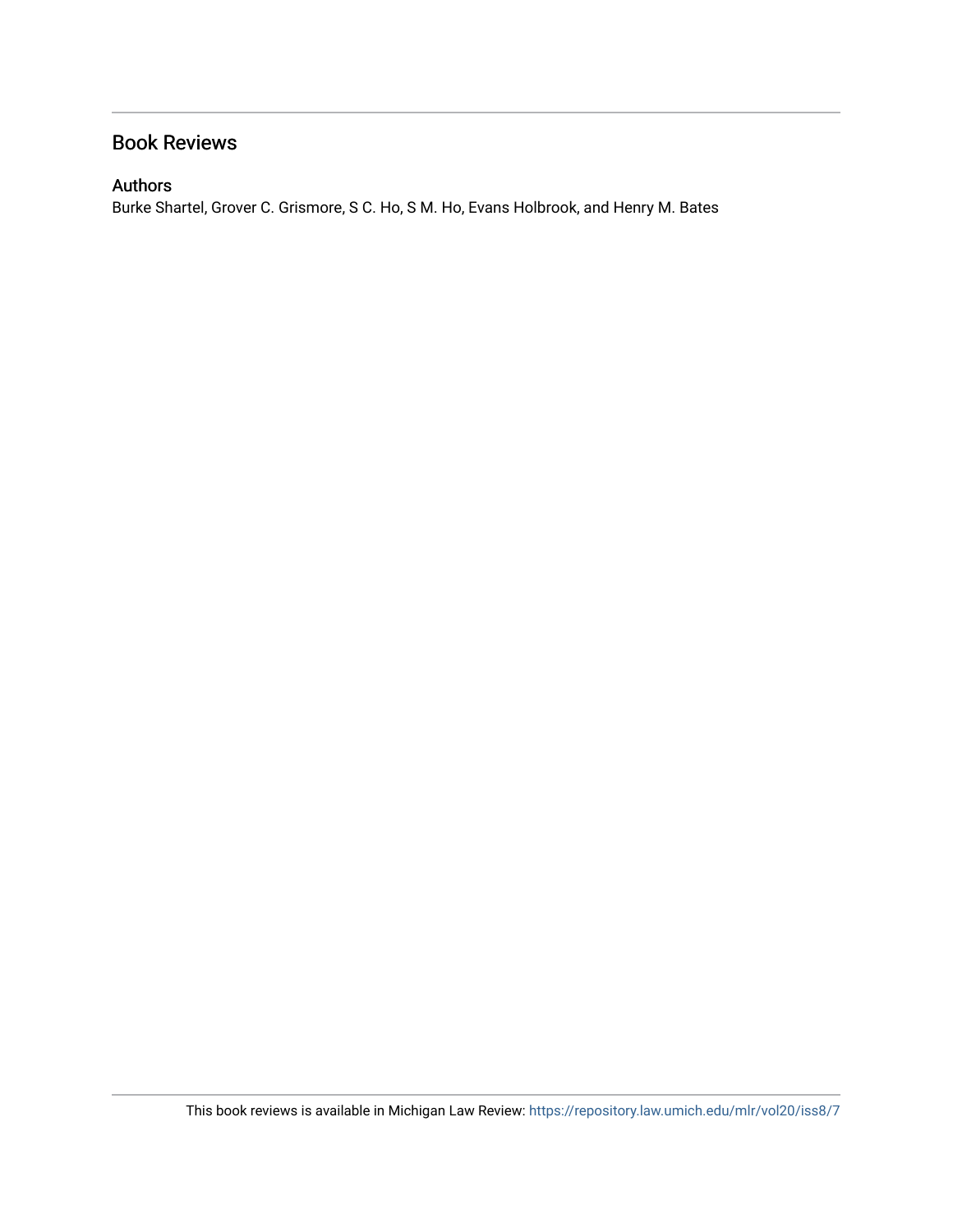## Book Reviews

### Authors

Burke Shartel, Grover C. Grismore, S C. Ho, S M. Ho, Evans Holbrook, and Henry M. Bates

This book reviews is available in Michigan Law Review: https://repository.law.umich.edu/mlr/vol20/iss8/7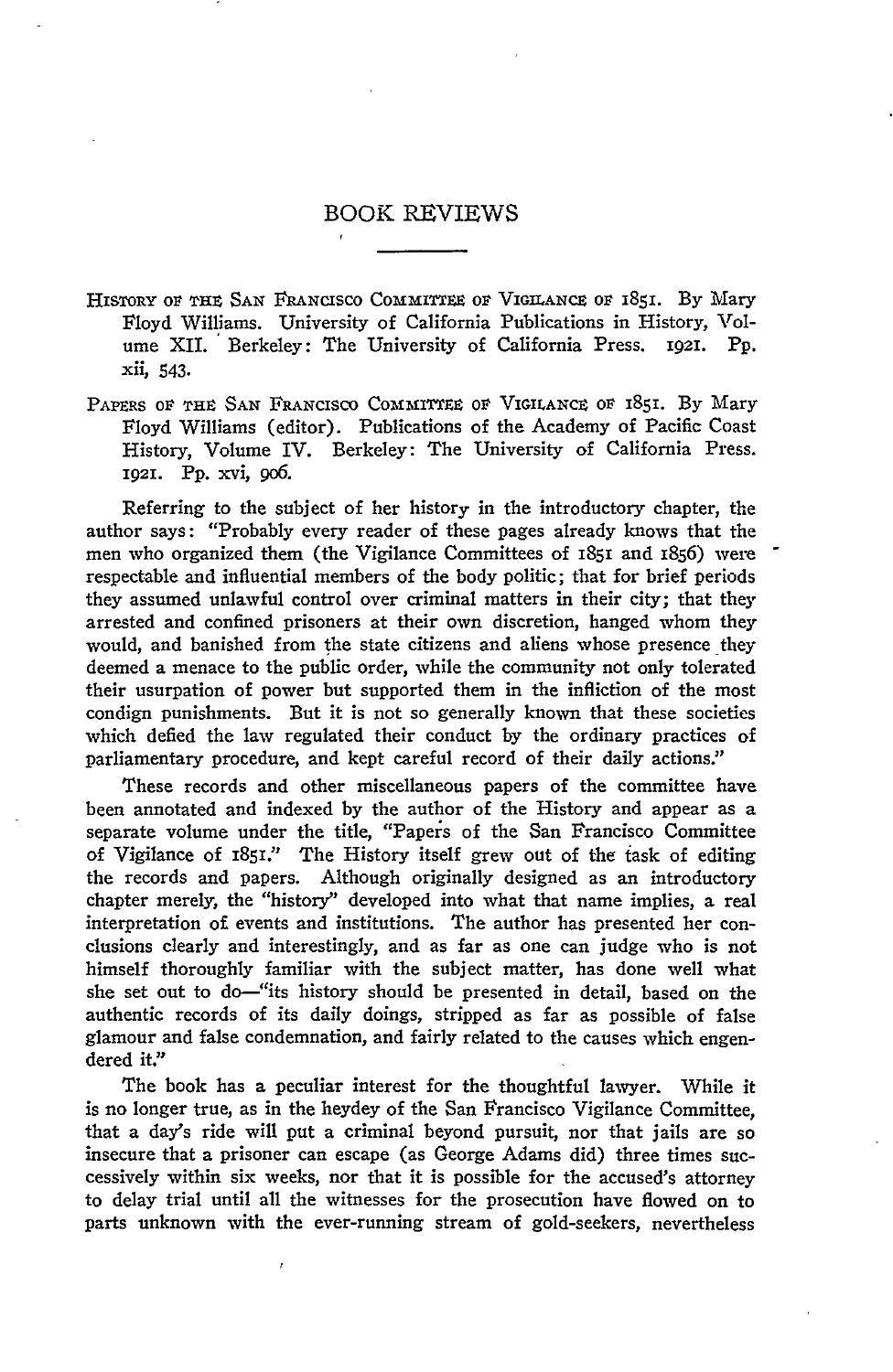## BOOK REVIEWS

History of the San Francisco Committee of Vigilance of 1851. By Mary Floyd Williams. University of California Publications in History, Volume XII. Berkeley: The University of California Press. 1921. Pp. xii, 543.

Papers of the San Francisco Committee of Vigilance of 1851. By Mary Floyd Williams (editor). Publications of the Academy of Pacific Coast History, Volume IV. Berkeley: The University of California Press. 1921. Pp. xvi, 906.

Referring to the subject of her history in the introductory chapter, the author says: "Probably every reader of these pages already knows that the men who organized them (the Vigilance Committees of 1851 and 1856) were respectable and influential members of the body politic; that for brief periods they assumed unlawful control over criminal matters in their city; that they arrested and confined prisoners at their own discretion, hanged whom they would, and banished from the state citizens and aliens whose presence they deemed a menace to the public order, while the community not only tolerated their usurpation of power but supported them in the infliction of the most condign punishments. But it is not so generally known that these societies which defied the law regulated their conduct by the ordinary practices of parliamentary procedure, and kept careful record of their daily actions."

These records and other miscellaneous papers of the committee have been annotated and indexed by the author of the History and appear as a separate volume under the title, "Papers of the San Francisco Committee of Vigilance of 1851." The History itself grew out of the task of editing the records and papers. Although originally designed as an introductory chapter merely, the "history" developed into what that name implies, a real interpretation of events and institutions. The author has presented her conclusions clearly and interestingly, and as far as one can judge who is not himself thoroughly familiar with the subject matter, has done well what she set out to do—"its history should be presented in detail, based on the authentic records of its daily doings, stripped as far as possible of false glamour and false condemnation, and fairly related to the causes which engendered it."

The book has a peculiar interest for the thoughtful lawyer. While it is no longer true, as in the heydey of the San Francisco Vigilance Committee, that a day's ride will put a criminal beyond pursuit, nor that jails are so insecure that a prisoner can escape (as George Adams did) three times successively within six weeks, nor that it is possible for the accused's attorney to delay trial until all the witnesses for the prosecution have flowed on to parts unknown with the ever-running stream of gold-seekers, nevertheless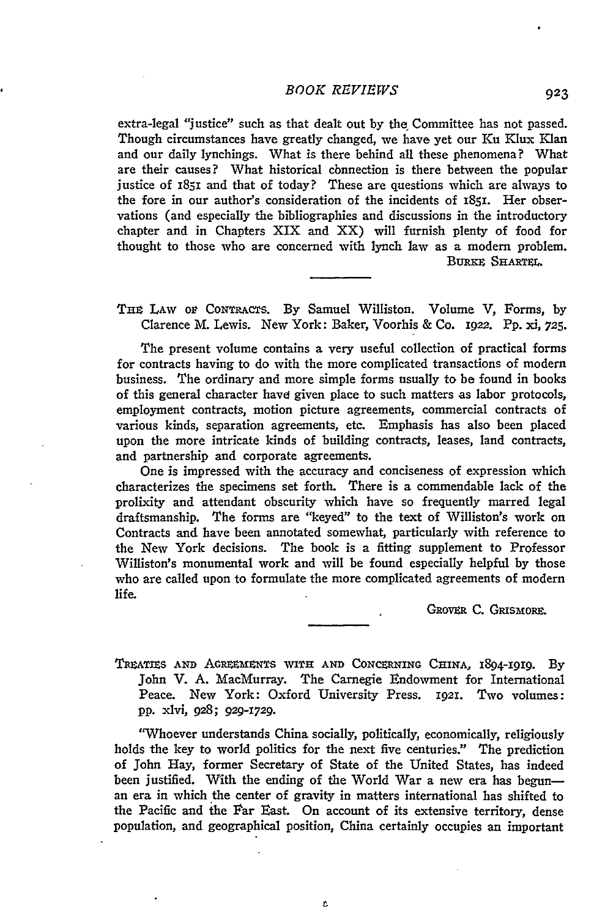extra-legal "justice" such as that dealt out by the Committee has not passed. Though circumstances have greatly changed, we have yet our Ku Klux Klan and our daily lynchings. What is there behind all these phenomena? What are their causes? What historical connection is there between the popular justice of 1851 and that of today? These are questions which are always to the fore in our author's consideration of the incidents of 1851. Her observations (and especially the bibliographies and discussions in the introductory chapter and in Chapters XIX and XX) will furnish plenty of food for thought to those who are concerned with lynch law as a modern problem.

BURKE SHARTEL.

---

THE LAW OF CONTRACTS. By Samuel Williston. Volume V, Forms, by Clarence M. Lewis. New York: Baker, Voorhis & Co. 1922. Pp. xi, 725.

The present volume contains a very useful collection of practical forms for contracts having to do with the more complicated transactions of modern business. The ordinary and more simple forms usually to be found in books of this general character have given place to such matters as labor protocols, employment contracts, motion picture agreements, commercial contracts of various kinds, separation agreements, etc. Emphasis has also been placed upon the more intricate kinds of building contracts, leases, land contracts, and partnership and corporate agreements.

One is impressed with the accuracy and conciseness of expression which characterizes the specimens set forth. There is a commendable lack of the prolixity and attendant obscurity which have so frequently marred legal draftsmanship. The forms are "keyed" to the text of Williston's work on Contracts and have been annotated somewhat, particularly with reference to the New York decisions. The book is a fitting supplement to Professor Williston's monumental work and will be found especially helpful by those who are called upon to formulate the more complicated agreements of modern life.

GROVER C. GRISMORE.

---

TREATIES AND AGREEMENTS WITH AND CONCERNING CHINA, 1894-1919. By John V. A. MacMurray. The Carnegie Endowment for International Peace. New York: Oxford University Press. 1921. Two volumes: pp. xlvi, 928; 929-1729.

"Whoever understands China socially, politically, economically, religiously holds the key to world politics for the next five centuries." The prediction of John Hay, former Secretary of State of the United States, has indeed been justified. With the ending of the World War a new era has begun—an era in which the center of gravity in matters international has shifted to the Pacific and the Far East. On account of its extensive territory, dense population, and geographical position, China certainly occupies an important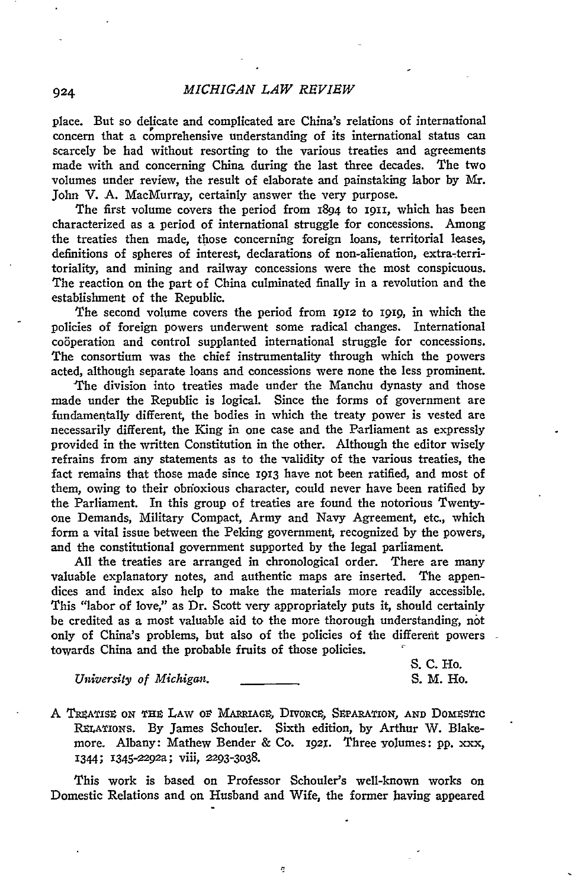place. But so delicate and complicated are China's relations of international concern that a comprehensive understanding of its international status can scarcely be had without resorting to the various treaties and agreements made with and concerning China during the last three decades. The two volumes under review, the result of elaborate and painstaking labor by Mr. John V. A. MacMurray, certainly answer the very purpose.

The first volume covers the period from 1894 to 1911, which has been characterized as a period of international struggle for concessions. Among the treaties then made, those concerning foreign loans, territorial leases, definitions of spheres of interest, declarations of non-alienation, extra-territoriality, and mining and railway concessions were the most conspicuous. The reaction on the part of China culminated finally in a revolution and the establishment of the Republic.

The second volume covers the period from 1912 to 1919, in which the policies of foreign powers underwent some radical changes. International coöperation and control supplanted international struggle for concessions. The consortium was the chief instrumentality through which the powers acted, although separate loans and concessions were none the less prominent.

The division into treaties made under the Manchu dynasty and those made under the Republic is logical. Since the forms of government are fundamentally different, the bodies in which the treaty power is vested are necessarily different, the King in one case and the Parliament as expressly provided in the written Constitution in the other. Although the editor wisely refrains from any statements as to the validity of the various treaties, the fact remains that those made since 1913 have not been ratified, and most of them, owing to their obnoxious character, could never have been ratified by the Parliament. In this group of treaties are found the notorious Twenty-one Demands, Military Compact, Army and Navy Agreement, etc., which form a vital issue between the Peking government, recognized by the powers, and the constitutional government supported by the legal parliament.

All the treaties are arranged in chronological order. There are many valuable explanatory notes, and authentic maps are inserted. The appendices and index also help to make the materials more readily accessible. This "labor of love," as Dr. Scott very appropriately puts it, should certainly be credited as a most valuable aid to the more thorough understanding, not only of China's problems, but also of the policies of the different powers towards China and the probable fruits of those policies.

S. C. Ho.
S. M. Ho.

*University of Michigan.*

---

A TREATISE ON THE LAW OF MARRIAGE, DIVORCE, SEPARATION, AND DOMESTIC RELATIONS. By James Schouler. Sixth edition, by Arthur W. Blakemore. Albany: Mathew Bender & Co. 1921. Three volumes: pp. xxx, 1344; 1345-2292a; viii, 2293-3038.

This work is based on Professor Schouler's well-known works on Domestic Relations and on Husband and Wife, the former having appeared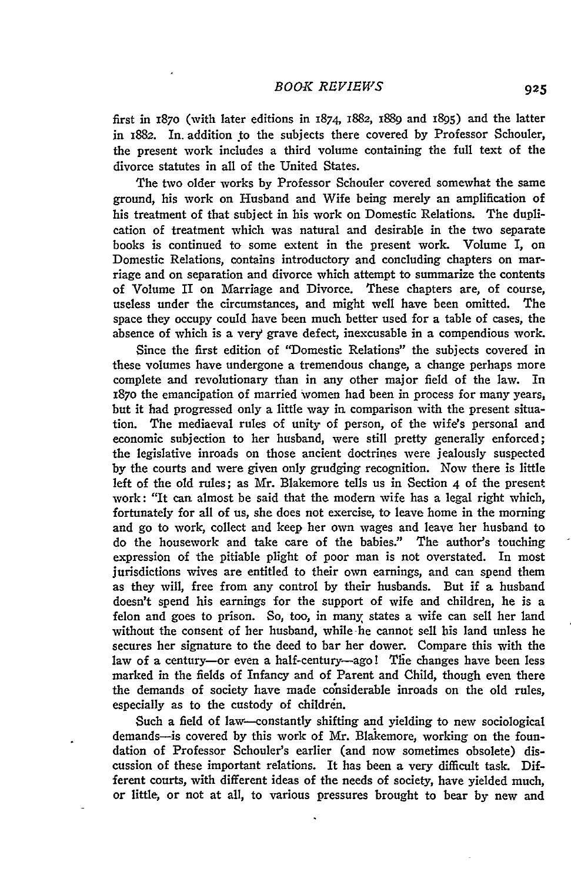first in 1870 (with later editions in 1874, 1882, 1889 and 1895) and the latter in 1882. In addition to the subjects there covered by Professor Schouler, the present work includes a third volume containing the full text of the divorce statutes in all of the United States.

The two older works by Professor Schouler covered somewhat the same ground, his work on Husband and Wife being merely an amplification of his treatment of that subject in his work on Domestic Relations. The duplication of treatment which was natural and desirable in the two separate books is continued to some extent in the present work. Volume I, on Domestic Relations, contains introductory and concluding chapters on marriage and on separation and divorce which attempt to summarize the contents of Volume II on Marriage and Divorce. These chapters are, of course, useless under the circumstances, and might well have been omitted. The space they occupy could have been much better used for a table of cases, the absence of which is a very grave defect, inexcusable in a compendious work.

Since the first edition of "Domestic Relations" the subjects covered in these volumes have undergone a tremendous change, a change perhaps more complete and revolutionary than in any other major field of the law. In 1870 the emancipation of married women had been in process for many years, but it had progressed only a little way in comparison with the present situation. The mediaeval rules of unity of person, of the wife's personal and economic subjection to her husband, were still pretty generally enforced; the legislative inroads on those ancient doctrines were jealously suspected by the courts and were given only grudging recognition. Now there is little left of the old rules; as Mr. Blakemore tells us in Section 4 of the present work: "It can almost be said that the modern wife has a legal right which, fortunately for all of us, she does not exercise, to leave home in the morning and go to work, collect and keep her own wages and leave her husband to do the housework and take care of the babies." The author's touching expression of the pitiable plight of poor man is not overstated. In most jurisdictions wives are entitled to their own earnings, and can spend them as they will, free from any control by their husbands. But if a husband doesn't spend his earnings for the support of wife and children, he is a felon and goes to prison. So, too, in many states a wife can sell her land without the consent of her husband, while he cannot sell his land unless he secures her signature to the deed to bar her dower. Compare this with the law of a century—or even a half-century—ago! The changes have been less marked in the fields of Infancy and of Parent and Child, though even there the demands of society have made considerable inroads on the old rules, especially as to the custody of children.

Such a field of law—constantly shifting and yielding to new sociological demands—is covered by this work of Mr. Blakemore, working on the foundation of Professor Schouler's earlier (and now sometimes obsolete) discussion of these important relations. It has been a very difficult task. Different courts, with different ideas of the needs of society, have yielded much, or little, or not at all, to various pressures brought to bear by new and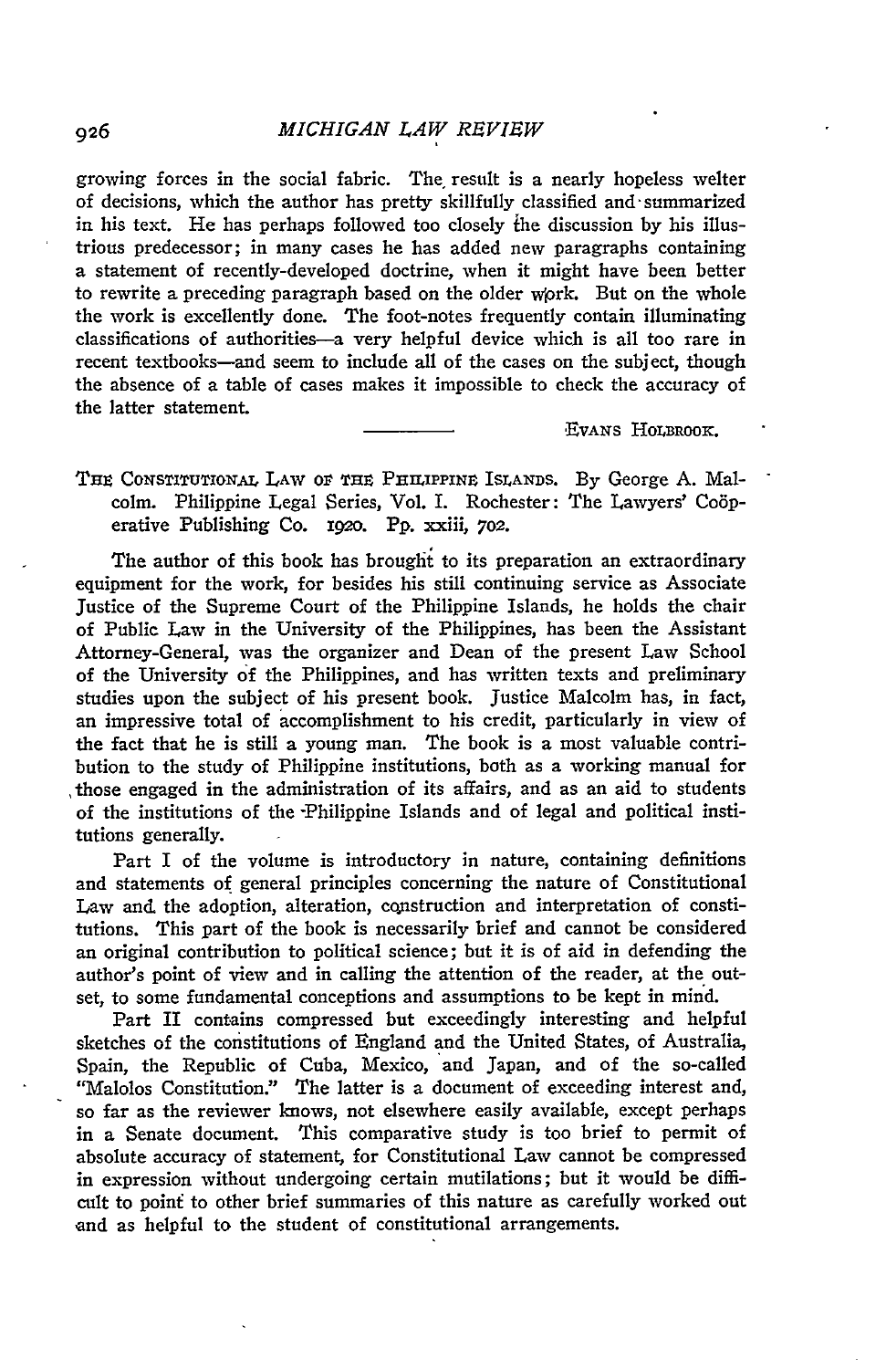growing forces in the social fabric. The result is a nearly hopeless welter of decisions, which the author has pretty skillfully classified and summarized in his text. He has perhaps followed too closely the discussion by his illustrious predecessor; in many cases he has added new paragraphs containing a statement of recently-developed doctrine, when it might have been better to rewrite a preceding paragraph based on the older work. But on the whole the work is excellently done. The foot-notes frequently contain illuminating classifications of authorities—a very helpful device which is all too rare in recent textbooks—and seem to include all of the cases on the subject, though the absence of a table of cases makes it impossible to check the accuracy of the latter statement.

EVANS HOLBROOK.

THE CONSTITUTIONAL LAW OF THE PHILIPPINE ISLANDS. By George A. Malcolm. Philippine Legal Series, Vol. I. Rochester: The Lawyers' Coöperative Publishing Co. 1920. Pp. xxiii, 702.

The author of this book has brought to its preparation an extraordinary equipment for the work, for besides his still continuing service as Associate Justice of the Supreme Court of the Philippine Islands, he holds the chair of Public Law in the University of the Philippines, has been the Assistant Attorney-General, was the organizer and Dean of the present Law School of the University of the Philippines, and has written texts and preliminary studies upon the subject of his present book. Justice Malcolm has, in fact, an impressive total of accomplishment to his credit, particularly in view of the fact that he is still a young man. The book is a most valuable contribution to the study of Philippine institutions, both as a working manual for those engaged in the administration of its affairs, and as an aid to students of the institutions of the Philippine Islands and of legal and political institutions generally.

Part I of the volume is introductory in nature, containing definitions and statements of general principles concerning the nature of Constitutional Law and the adoption, alteration, construction and interpretation of constitutions. This part of the book is necessarily brief and cannot be considered an original contribution to political science; but it is of aid in defending the author's point of view and in calling the attention of the reader, at the outset, to some fundamental conceptions and assumptions to be kept in mind.

Part II contains compressed but exceedingly interesting and helpful sketches of the constitutions of England and the United States, of Australia, Spain, the Republic of Cuba, Mexico, and Japan, and of the so-called "Malolos Constitution." The latter is a document of exceeding interest and, so far as the reviewer knows, not elsewhere easily available, except perhaps in a Senate document. This comparative study is too brief to permit of absolute accuracy of statement, for Constitutional Law cannot be compressed in expression without undergoing certain mutilations; but it would be difficult to point to other brief summaries of this nature as carefully worked out and as helpful to the student of constitutional arrangements.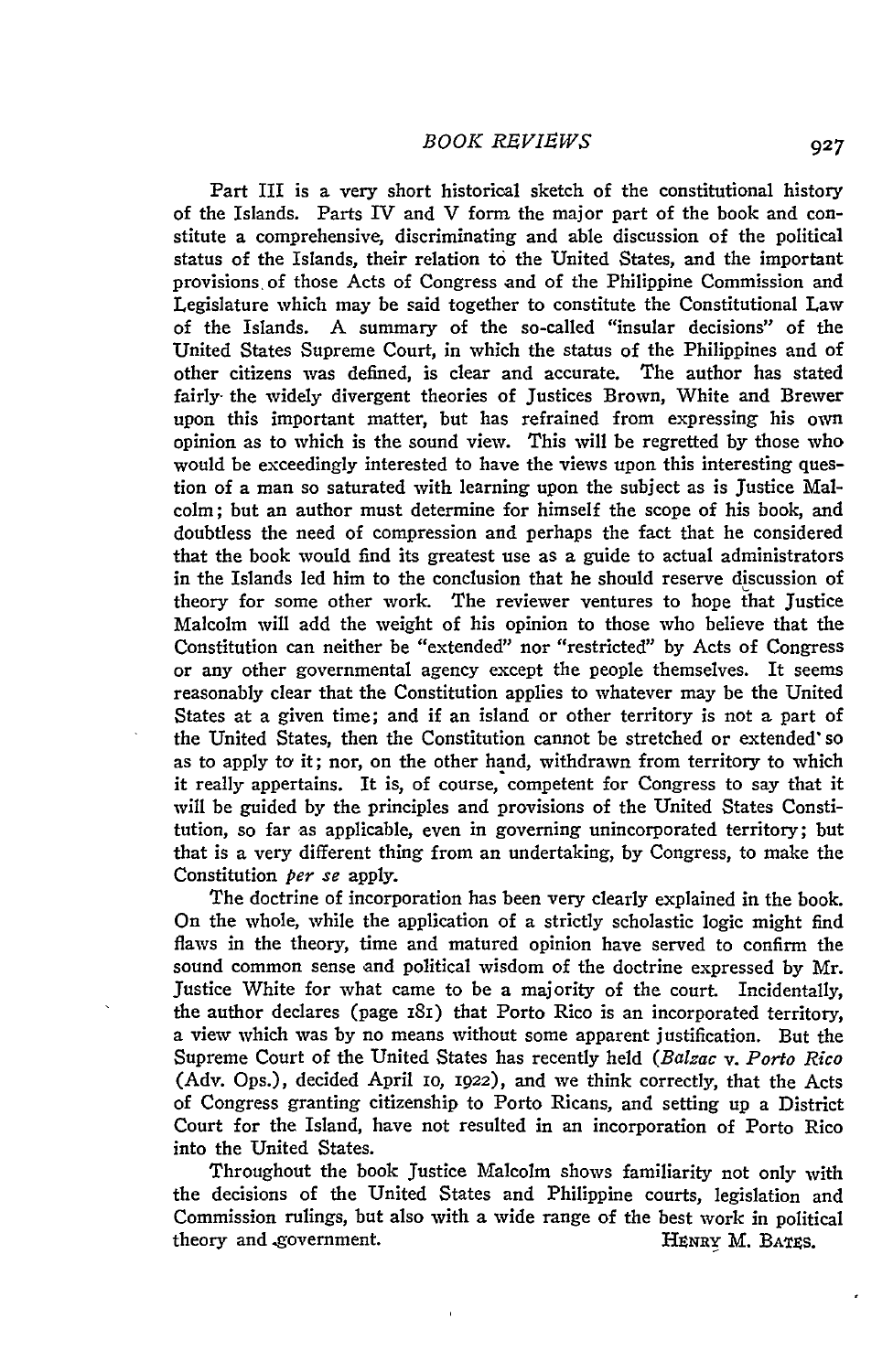Part III is a very short historical sketch of the constitutional history of the Islands. Parts IV and V form the major part of the book and constitute a comprehensive, discriminating and able discussion of the political status of the Islands, their relation to the United States, and the important provisions of those Acts of Congress and of the Philippine Commission and Legislature which may be said together to constitute the Constitutional Law of the Islands. A summary of the so-called "insular decisions" of the United States Supreme Court, in which the status of the Philippines and of other citizens was defined, is clear and accurate. The author has stated fairly the widely divergent theories of Justices Brown, White and Brewer upon this important matter, but has refrained from expressing his own opinion as to which is the sound view. This will be regretted by those who would be exceedingly interested to have the views upon this interesting question of a man so saturated with learning upon the subject as is Justice Malcolm; but an author must determine for himself the scope of his book, and doubtless the need of compression and perhaps the fact that he considered that the book would find its greatest use as a guide to actual administrators in the Islands led him to the conclusion that he should reserve discussion of theory for some other work. The reviewer ventures to hope that Justice Malcolm will add the weight of his opinion to those who believe that the Constitution can neither be "extended" nor "restricted" by Acts of Congress or any other governmental agency except the people themselves. It seems reasonably clear that the Constitution applies to whatever may be the United States at a given time; and if an island or other territory is not a part of the United States, then the Constitution cannot be stretched or extended so as to apply to it; nor, on the other hand, withdrawn from territory to which it really appertains. It is, of course, competent for Congress to say that it will be guided by the principles and provisions of the United States Constitution, so far as applicable, even in governing unincorporated territory; but that is a very different thing from an undertaking, by Congress, to make the Constitution *per se* apply.

The doctrine of incorporation has been very clearly explained in the book. On the whole, while the application of a strictly scholastic logic might find flaws in the theory, time and matured opinion have served to confirm the sound common sense and political wisdom of the doctrine expressed by Mr. Justice White for what came to be a majority of the court. Incidentally, the author declares (page 181) that Porto Rico is an incorporated territory, a view which was by no means without some apparent justification. But the Supreme Court of the United States has recently held (*Balzac* v. *Porto Rico* (Adv. Ops.), decided April 10, 1922), and we think correctly, that the Acts of Congress granting citizenship to Porto Ricans, and setting up a District Court for the Island, have not resulted in an incorporation of Porto Rico into the United States.

Throughout the book Justice Malcolm shows familiarity not only with the decisions of the United States and Philippine courts, legislation and Commission rulings, but also with a wide range of the best work in political theory and government.

HENRY M. BATES.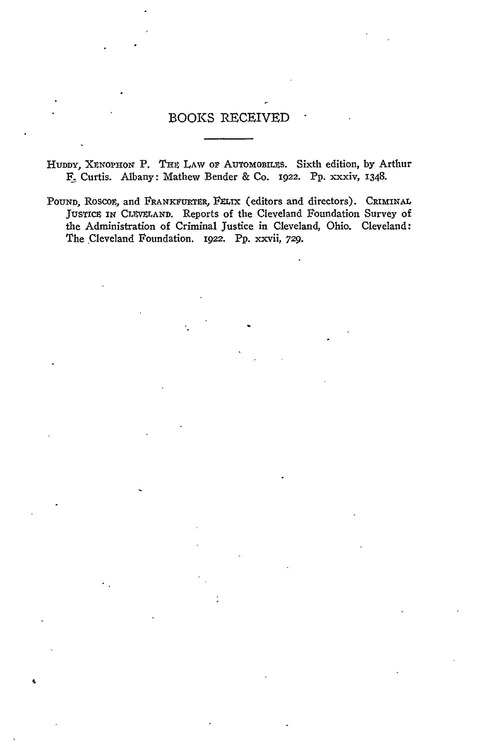# BOOKS RECEIVED

HUDDY, XENOPHON P. THE LAW OF AUTOMOBILES. Sixth edition, by Arthur F. Curtis. Albany: Mathew Bender & Co. 1922. Pp. xxxiv, 1348.

POUND, ROSCOE, and FRANKFURTER, FELIX (editors and directors). CRIMINAL JUSTICE IN CLEVELAND. Reports of the Cleveland Foundation Survey of the Administration of Criminal Justice in Cleveland, Ohio. Cleveland: The Cleveland Foundation. 1922. Pp. xxvii, 729.